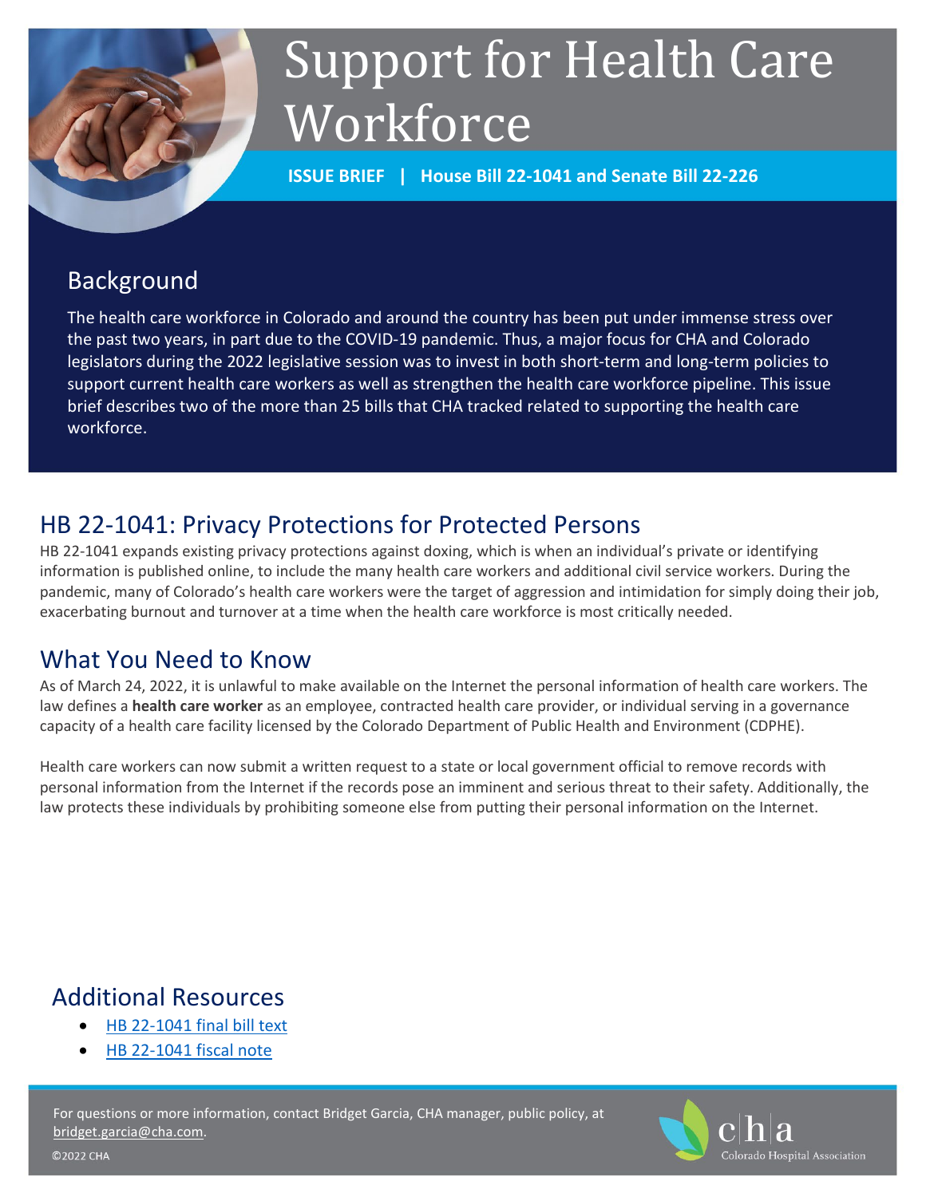# Support for Health Care Workforce

**ISSUE BRIEF | House Bill 22-1041 and Senate Bill 22-226**

## Background

The health care workforce in Colorado and around the country has been put under immense stress over the past two years, in part due to the COVID-19 pandemic. Thus, a major focus for CHA and Colorado legislators during the 2022 legislative session was to invest in both short-term and long-term policies to support current health care workers as well as strengthen the health care workforce pipeline. This issue brief describes two of the more than 25 bills that CHA tracked related to supporting the health care workforce.

## HB 22-1041: Privacy Protections for Protected Persons

HB 22-1041 expands existing privacy protections against doxing, which is when an individual's private or identifying information is published online, to include the many health care workers and additional civil service workers. During the pandemic, many of Colorado's health care workers were the target of aggression and intimidation for simply doing their job, exacerbating burnout and turnover at a time when the health care workforce is most critically needed.

## What You Need to Know

As of March 24, 2022, it is unlawful to make available on the Internet the personal information of health care workers. The law defines a **health care worker** as an employee, contracted health care provider, or individual serving in a governance capacity of a health care facility licensed by the Colorado Department of Public Health and Environment (CDPHE).

Health care workers can now submit a written request to a state or local government official to remove records with personal information from the Internet if the records pose an imminent and serious threat to their safety. Additionally, the law protects these individuals by prohibiting someone else from putting their personal information on the Internet.

## Additional Resources

- HB 22-1041 final bill text
- HB 22-1041 fiscal note

For questions or more information, contact Bridget Garcia, CHA manager, public policy, at bridget.garcia@cha.com.

©2022 CHA

cha Colorado Hospital Association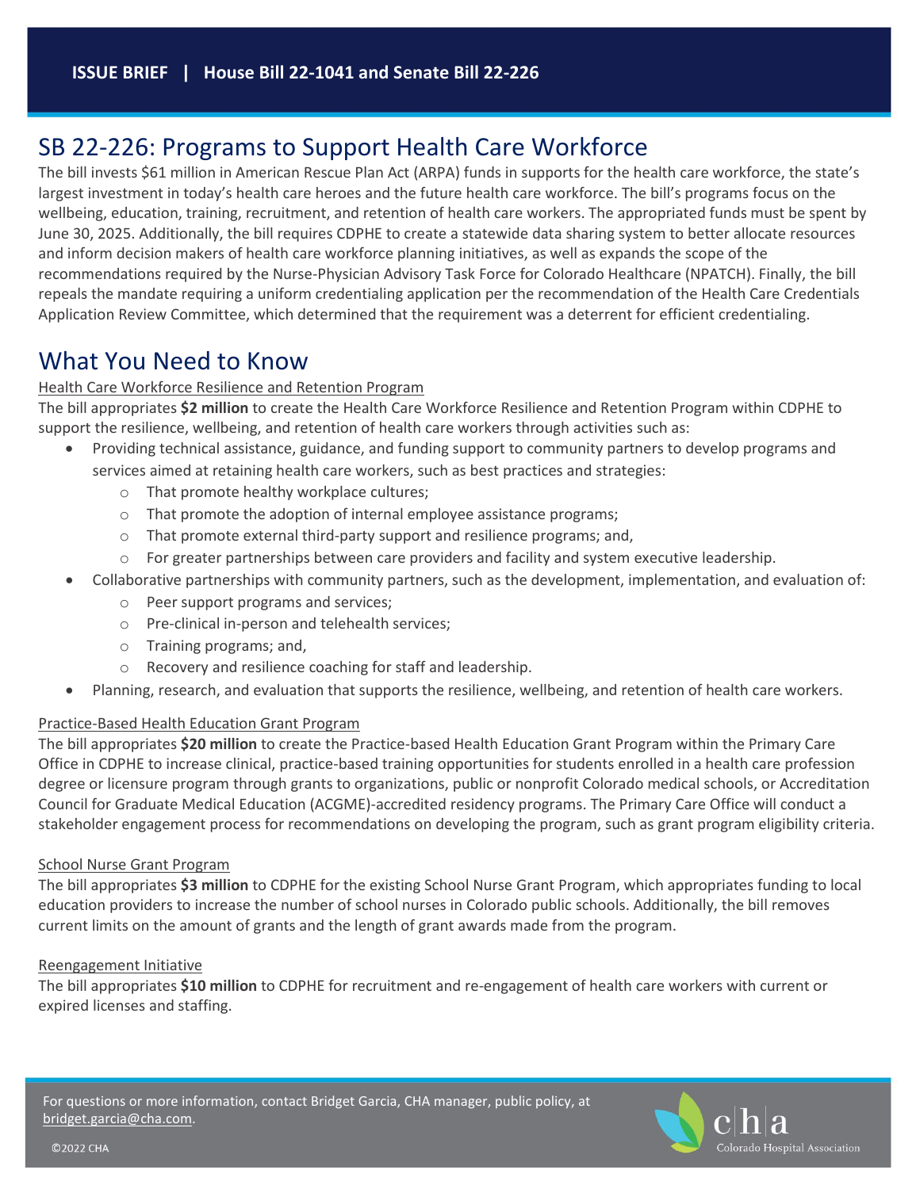## SB 22-226: Programs to Support Health Care Workforce

The bill invests $61 million in American Rescue Plan Act (ARPA) funds in supports for the health care workforce, the state's largest investment in today's health care heroes and the future health care workforce. The bill's programs focus on the wellbeing, education, training, recruitment, and retention of health care workers. The appropriated funds must be spent by June 30, 2025. Additionally, the bill requires CDPHE to create a statewide data sharing system to better allocate resources and inform decision makers of health care workforce planning initiatives, as well as expands the scope of the recommendations required by the Nurse-Physician Advisory Task Force for Colorado Healthcare (NPATCH). Finally, the bill repeals the mandate requiring a uniform credentialing application per the recommendation of the Health Care Credentials Application Review Committee, which determined that the requirement was a deterrent for efficient credentialing.

## What You Need to Know

Health Care Workforce Resilience and Retention Program

The bill appropriates **$2 million** to create the Health Care Workforce Resilience and Retention Program within CDPHE to support the resilience, wellbeing, and retention of health care workers through activities such as:

- Providing technical assistance, guidance, and funding support to community partners to develop programs and services aimed at retaining health care workers, such as best practices and strategies:
  - That promote healthy workplace cultures;
  - That promote the adoption of internal employee assistance programs;
  - That promote external third-party support and resilience programs; and,
  - For greater partnerships between care providers and facility and system executive leadership.
- Collaborative partnerships with community partners, such as the development, implementation, and evaluation of:
  - Peer support programs and services;
  - Pre-clinical in-person and telehealth services;
  - Training programs; and,
  - Recovery and resilience coaching for staff and leadership.
- Planning, research, and evaluation that supports the resilience, wellbeing, and retention of health care workers.

Practice-Based Health Education Grant Program

The bill appropriates **$20 million** to create the Practice-based Health Education Grant Program within the Primary Care Office in CDPHE to increase clinical, practice-based training opportunities for students enrolled in a health care profession degree or licensure program through grants to organizations, public or nonprofit Colorado medical schools, or Accreditation Council for Graduate Medical Education (ACGME)-accredited residency programs. The Primary Care Office will conduct a stakeholder engagement process for recommendations on developing the program, such as grant program eligibility criteria.

School Nurse Grant Program

The bill appropriates **$3 million** to CDPHE for the existing School Nurse Grant Program, which appropriates funding to local education providers to increase the number of school nurses in Colorado public schools. Additionally, the bill removes current limits on the amount of grants and the length of grant awards made from the program.

Reengagement Initiative

The bill appropriates **$10 million** to CDPHE for recruitment and re-engagement of health care workers with current or expired licenses and staffing.

For questions or more information, contact Bridget Garcia, CHA manager, public policy, at bridget.garcia@cha.com.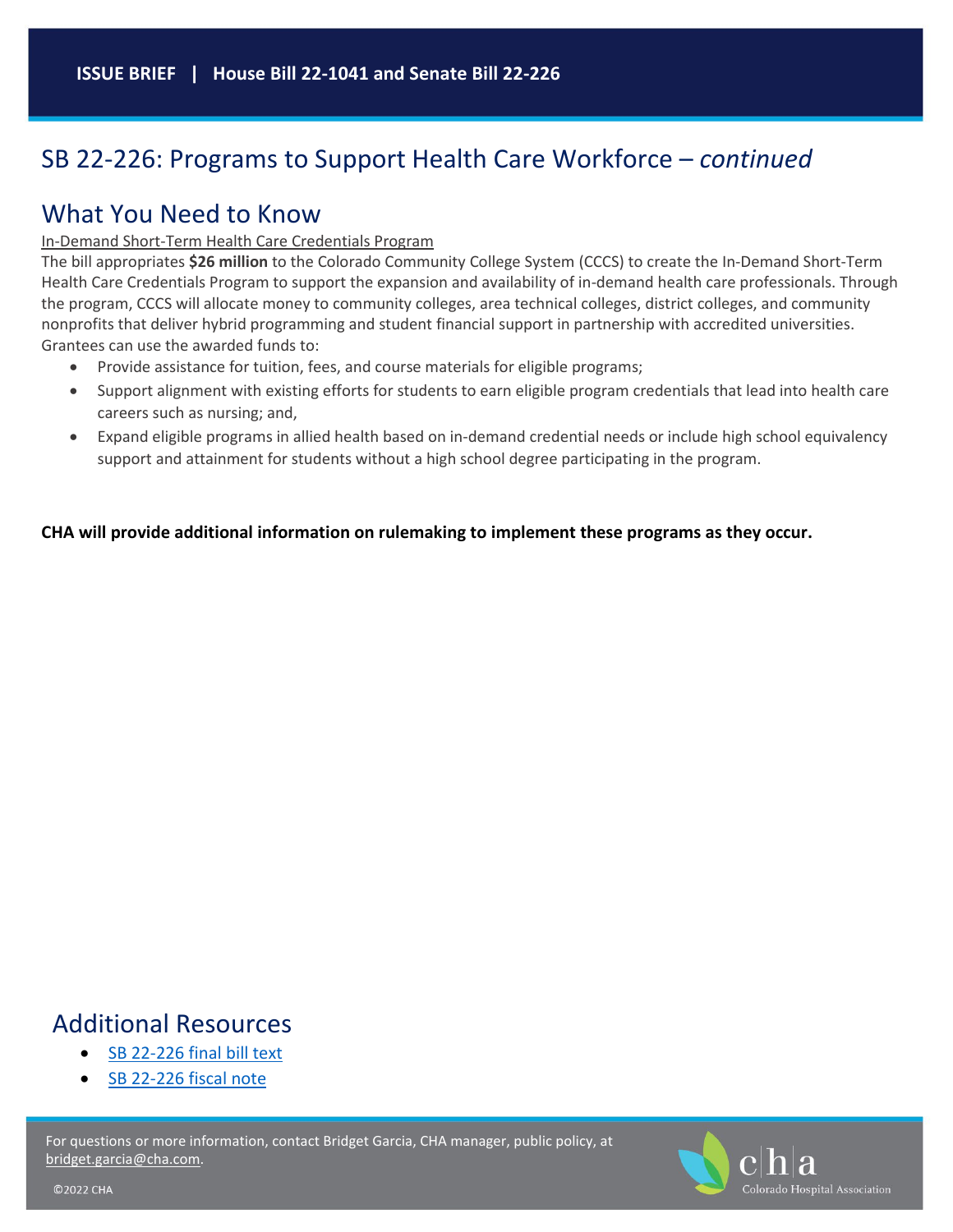## SB 22-226: Programs to Support Health Care Workforce – *continued*

## What You Need to Know

In-Demand Short-Term Health Care Credentials Program

The bill appropriates **$26 million** to the Colorado Community College System (CCCS) to create the In-Demand Short-Term Health Care Credentials Program to support the expansion and availability of in-demand health care professionals. Through the program, CCCS will allocate money to community colleges, area technical colleges, district colleges, and community nonprofits that deliver hybrid programming and student financial support in partnership with accredited universities. Grantees can use the awarded funds to:

- Provide assistance for tuition, fees, and course materials for eligible programs;
- Support alignment with existing efforts for students to earn eligible program credentials that lead into health care careers such as nursing; and,
- Expand eligible programs in allied health based on in-demand credential needs or include high school equivalency support and attainment for students without a high school degree participating in the program.

**CHA will provide additional information on rulemaking to implement these programs as they occur.**

## Additional Resources

- SB 22-226 final bill text
- SB 22-226 fiscal note

For questions or more information, contact Bridget Garcia, CHA manager, public policy, at bridget.garcia@cha.com.

©2022 CHA